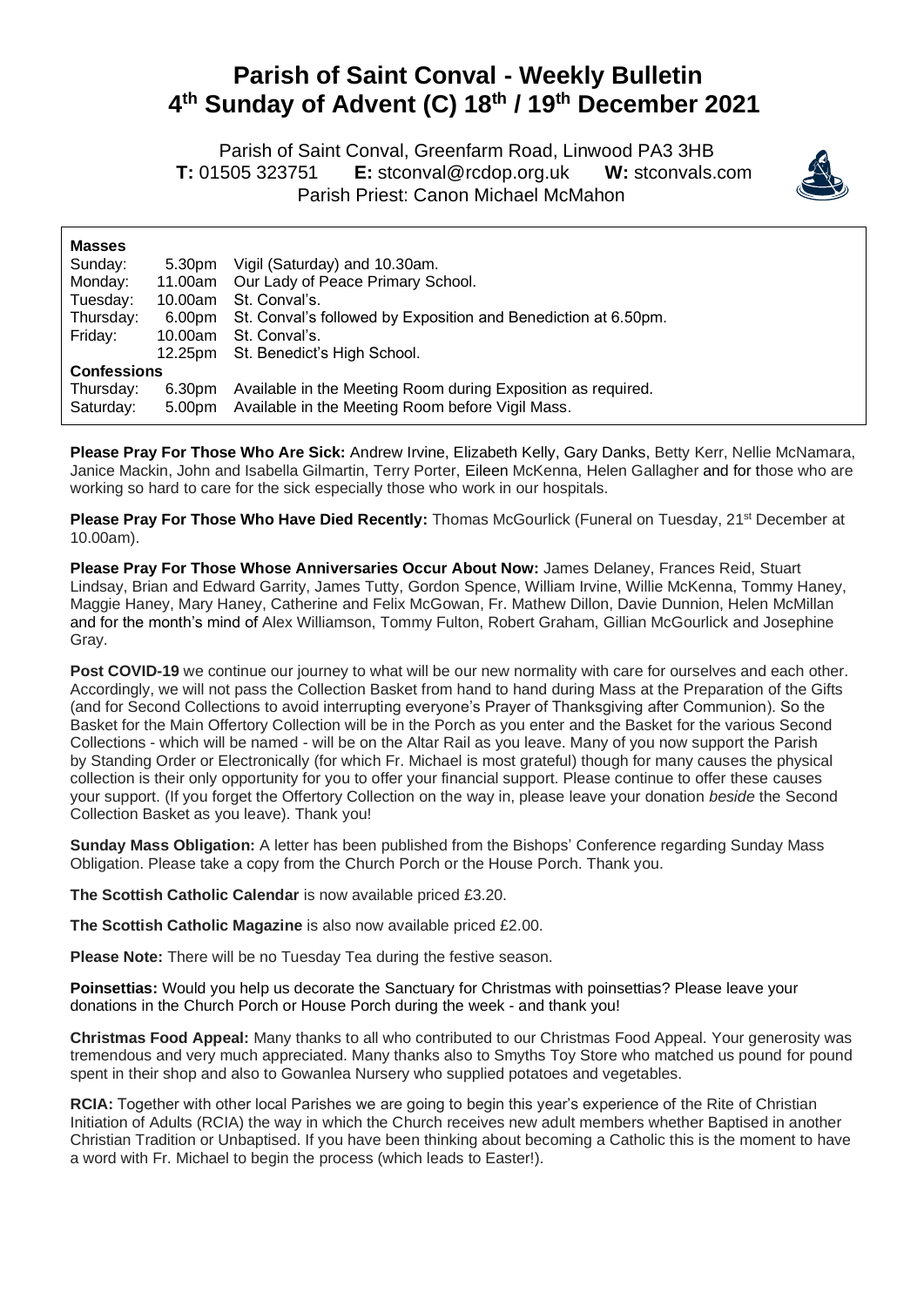# Parish of Saint Conval - Weekly Bulletin
# 4th Sunday of Advent (C) 18th / 19th December 2021

Parish of Saint Conval, Greenfarm Road, Linwood PA3 3HB
**T:** 01505 323751 **E:** stconval@rcdop.org.uk **W:** stconvals.com
Parish Priest: Canon Michael McMahon

**Masses**

| | | |
|---|---|---|
| Sunday: | 5.30pm | Vigil (Saturday) and 10.30am. |
| Monday: | 11.00am | Our Lady of Peace Primary School. |
| Tuesday: | 10.00am | St. Conval's. |
| Thursday: | 6.00pm | St. Conval's followed by Exposition and Benediction at 6.50pm. |
| Friday: | 10.00am | St. Conval's. |
| | 12.25pm | St. Benedict's High School. |

**Confessions**

| | | |
|---|---|---|
| Thursday: | 6.30pm | Available in the Meeting Room during Exposition as required. |
| Saturday: | 5.00pm | Available in the Meeting Room before Vigil Mass. |

**Please Pray For Those Who Are Sick:** Andrew Irvine, Elizabeth Kelly, Gary Danks, Betty Kerr, Nellie McNamara, Janice Mackin, John and Isabella Gilmartin, Terry Porter, Eileen McKenna, Helen Gallagher and for those who are working so hard to care for the sick especially those who work in our hospitals.

**Please Pray For Those Who Have Died Recently:** Thomas McGourlick (Funeral on Tuesday, 21st December at 10.00am).

**Please Pray For Those Whose Anniversaries Occur About Now:** James Delaney, Frances Reid, Stuart Lindsay, Brian and Edward Garrity, James Tutty, Gordon Spence, William Irvine, Willie McKenna, Tommy Haney, Maggie Haney, Mary Haney, Catherine and Felix McGowan, Fr. Mathew Dillon, Davie Dunnion, Helen McMillan and for the month's mind of Alex Williamson, Tommy Fulton, Robert Graham, Gillian McGourlick and Josephine Gray.

**Post COVID-19** we continue our journey to what will be our new normality with care for ourselves and each other. Accordingly, we will not pass the Collection Basket from hand to hand during Mass at the Preparation of the Gifts (and for Second Collections to avoid interrupting everyone's Prayer of Thanksgiving after Communion). So the Basket for the Main Offertory Collection will be in the Porch as you enter and the Basket for the various Second Collections - which will be named - will be on the Altar Rail as you leave. Many of you now support the Parish by Standing Order or Electronically (for which Fr. Michael is most grateful) though for many causes the physical collection is their only opportunity for you to offer your financial support. Please continue to offer these causes your support. (If you forget the Offertory Collection on the way in, please leave your donation *beside* the Second Collection Basket as you leave). Thank you!

**Sunday Mass Obligation:** A letter has been published from the Bishops' Conference regarding Sunday Mass Obligation. Please take a copy from the Church Porch or the House Porch. Thank you.

**The Scottish Catholic Calendar** is now available priced £3.20.

**The Scottish Catholic Magazine** is also now available priced £2.00.

**Please Note:** There will be no Tuesday Tea during the festive season.

**Poinsettias:** Would you help us decorate the Sanctuary for Christmas with poinsettias? Please leave your donations in the Church Porch or House Porch during the week - and thank you!

**Christmas Food Appeal:** Many thanks to all who contributed to our Christmas Food Appeal. Your generosity was tremendous and very much appreciated. Many thanks also to Smyths Toy Store who matched us pound for pound spent in their shop and also to Gowanlea Nursery who supplied potatoes and vegetables.

**RCIA:** Together with other local Parishes we are going to begin this year's experience of the Rite of Christian Initiation of Adults (RCIA) the way in which the Church receives new adult members whether Baptised in another Christian Tradition or Unbaptised. If you have been thinking about becoming a Catholic this is the moment to have a word with Fr. Michael to begin the process (which leads to Easter!).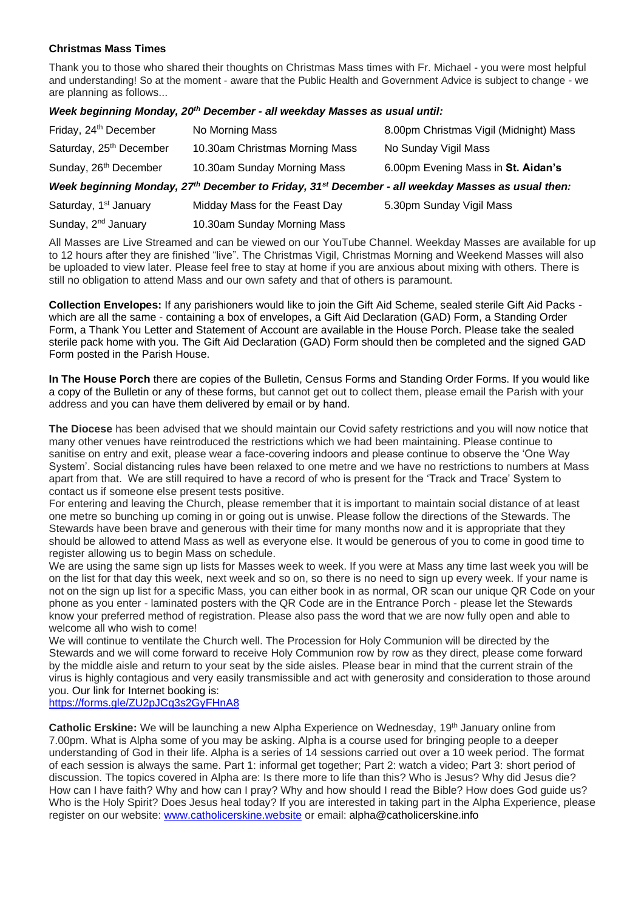**Christmas Mass Times**

Thank you to those who shared their thoughts on Christmas Mass times with Fr. Michael - you were most helpful and understanding! So at the moment - aware that the Public Health and Government Advice is subject to change - we are planning as follows...

***Week beginning Monday, 20th December - all weekday Masses as usual until:***

| | | |
|---|---|---|
| Friday, 24th December | No Morning Mass | 8.00pm Christmas Vigil (Midnight) Mass |
| Saturday, 25th December | 10.30am Christmas Morning Mass | No Sunday Vigil Mass |
| Sunday, 26th December | 10.30am Sunday Morning Mass | 6.00pm Evening Mass in **St. Aidan's** |

***Week beginning Monday, 27th December to Friday, 31st December - all weekday Masses as usual then:***

| | | |
|---|---|---|
| Saturday, 1st January | Midday Mass for the Feast Day | 5.30pm Sunday Vigil Mass |
| Sunday, 2nd January | 10.30am Sunday Morning Mass | |

All Masses are Live Streamed and can be viewed on our YouTube Channel. Weekday Masses are available for up to 12 hours after they are finished "live". The Christmas Vigil, Christmas Morning and Weekend Masses will also be uploaded to view later. Please feel free to stay at home if you are anxious about mixing with others. There is still no obligation to attend Mass and our own safety and that of others is paramount.

**Collection Envelopes:** If any parishioners would like to join the Gift Aid Scheme, sealed sterile Gift Aid Packs - which are all the same - containing a box of envelopes, a Gift Aid Declaration (GAD) Form, a Standing Order Form, a Thank You Letter and Statement of Account are available in the House Porch. Please take the sealed sterile pack home with you. The Gift Aid Declaration (GAD) Form should then be completed and the signed GAD Form posted in the Parish House.

**In The House Porch** there are copies of the Bulletin, Census Forms and Standing Order Forms. If you would like a copy of the Bulletin or any of these forms, but cannot get out to collect them, please email the Parish with your address and you can have them delivered by email or by hand.

**The Diocese** has been advised that we should maintain our Covid safety restrictions and you will now notice that many other venues have reintroduced the restrictions which we had been maintaining. Please continue to sanitise on entry and exit, please wear a face-covering indoors and please continue to observe the 'One Way System'. Social distancing rules have been relaxed to one metre and we have no restrictions to numbers at Mass apart from that. We are still required to have a record of who is present for the 'Track and Trace' System to contact us if someone else present tests positive.

For entering and leaving the Church, please remember that it is important to maintain social distance of at least one metre so bunching up coming in or going out is unwise. Please follow the directions of the Stewards. The Stewards have been brave and generous with their time for many months now and it is appropriate that they should be allowed to attend Mass as well as everyone else. It would be generous of you to come in good time to register allowing us to begin Mass on schedule.

We are using the same sign up lists for Masses week to week. If you were at Mass any time last week you will be on the list for that day this week, next week and so on, so there is no need to sign up every week. If your name is not on the sign up list for a specific Mass, you can either book in as normal, OR scan our unique QR Code on your phone as you enter - laminated posters with the QR Code are in the Entrance Porch - please let the Stewards know your preferred method of registration. Please also pass the word that we are now fully open and able to welcome all who wish to come!

We will continue to ventilate the Church well. The Procession for Holy Communion will be directed by the Stewards and we will come forward to receive Holy Communion row by row as they direct, please come forward by the middle aisle and return to your seat by the side aisles. Please bear in mind that the current strain of the virus is highly contagious and very easily transmissible and act with generosity and consideration to those around you. Our link for Internet booking is:
https://forms.gle/ZU2pJCq3s2GyFHnA8

**Catholic Erskine:** We will be launching a new Alpha Experience on Wednesday, 19th January online from 7.00pm. What is Alpha some of you may be asking. Alpha is a course used for bringing people to a deeper understanding of God in their life. Alpha is a series of 14 sessions carried out over a 10 week period. The format of each session is always the same. Part 1: informal get together; Part 2: watch a video; Part 3: short period of discussion. The topics covered in Alpha are: Is there more to life than this? Who is Jesus? Why did Jesus die? How can I have faith? Why and how can I pray? Why and how should I read the Bible? How does God guide us? Who is the Holy Spirit? Does Jesus heal today? If you are interested in taking part in the Alpha Experience, please register on our website: www.catholicerskine.website or email: alpha@catholicerskine.info